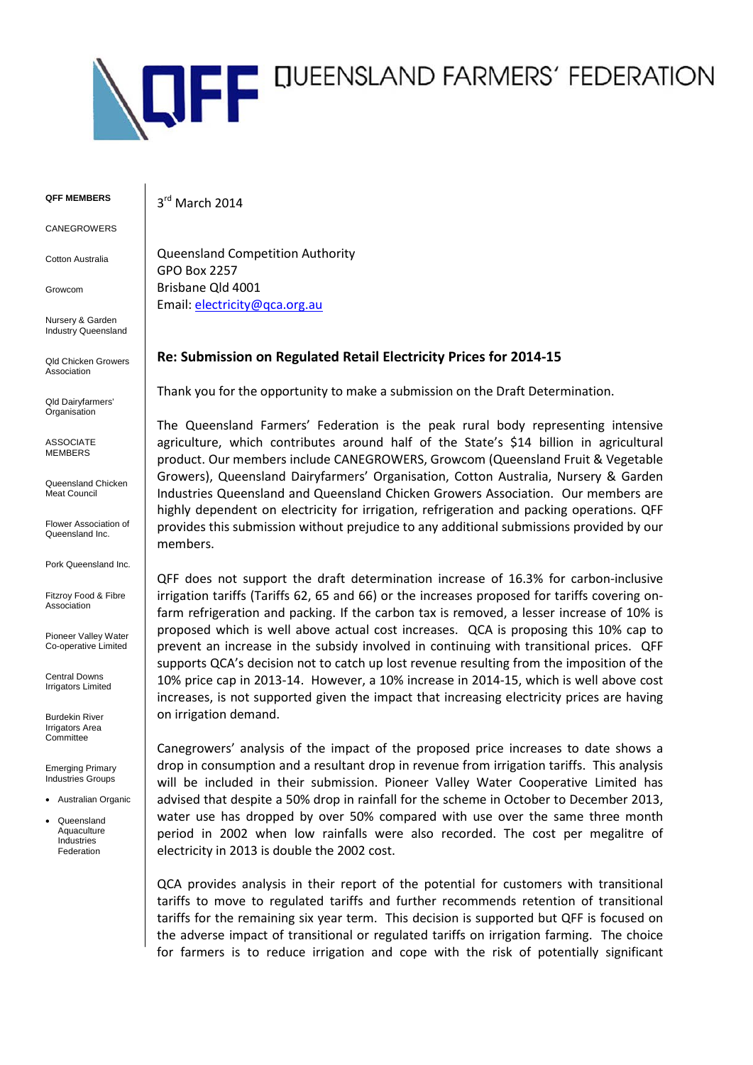# QUEENSLAND FARMERS' FEDERATION

**QFF MEMBERS**

CANEGROWERS

Cotton Australia

Growcom

Nursery & Garden Industry Queensland

Qld Chicken Growers Association

Qld Dairyfarmers' Organisation

ASSOCIATE MEMBERS

Queensland Chicken Meat Council

Flower Association of Queensland Inc.

Pork Queensland Inc.

Fitzroy Food & Fibre Association

Pioneer Valley Water Co-operative Limited

Central Downs Irrigators Limited

Burdekin River Irrigators Area Committee

Emerging Primary Industries Groups

- Australian Organic
- Queensland Aquaculture Industries Federation

3rd March 2014

Queensland Competition Authority
GPO Box 2257
Brisbane Qld 4001
Email: electricity@qca.org.au

**Re: Submission on Regulated Retail Electricity Prices for 2014-15**

Thank you for the opportunity to make a submission on the Draft Determination.

The Queensland Farmers' Federation is the peak rural body representing intensive agriculture, which contributes around half of the State's $14 billion in agricultural product. Our members include CANEGROWERS, Growcom (Queensland Fruit & Vegetable Growers), Queensland Dairyfarmers' Organisation, Cotton Australia, Nursery & Garden Industries Queensland and Queensland Chicken Growers Association. Our members are highly dependent on electricity for irrigation, refrigeration and packing operations. QFF provides this submission without prejudice to any additional submissions provided by our members.

QFF does not support the draft determination increase of 16.3% for carbon-inclusive irrigation tariffs (Tariffs 62, 65 and 66) or the increases proposed for tariffs covering on-farm refrigeration and packing. If the carbon tax is removed, a lesser increase of 10% is proposed which is well above actual cost increases. QCA is proposing this 10% cap to prevent an increase in the subsidy involved in continuing with transitional prices. QFF supports QCA's decision not to catch up lost revenue resulting from the imposition of the 10% price cap in 2013-14. However, a 10% increase in 2014-15, which is well above cost increases, is not supported given the impact that increasing electricity prices are having on irrigation demand.

Canegrowers' analysis of the impact of the proposed price increases to date shows a drop in consumption and a resultant drop in revenue from irrigation tariffs. This analysis will be included in their submission. Pioneer Valley Water Cooperative Limited has advised that despite a 50% drop in rainfall for the scheme in October to December 2013, water use has dropped by over 50% compared with use over the same three month period in 2002 when low rainfalls were also recorded. The cost per megalitre of electricity in 2013 is double the 2002 cost.

QCA provides analysis in their report of the potential for customers with transitional tariffs to move to regulated tariffs and further recommends retention of transitional tariffs for the remaining six year term. This decision is supported but QFF is focused on the adverse impact of transitional or regulated tariffs on irrigation farming. The choice for farmers is to reduce irrigation and cope with the risk of potentially significant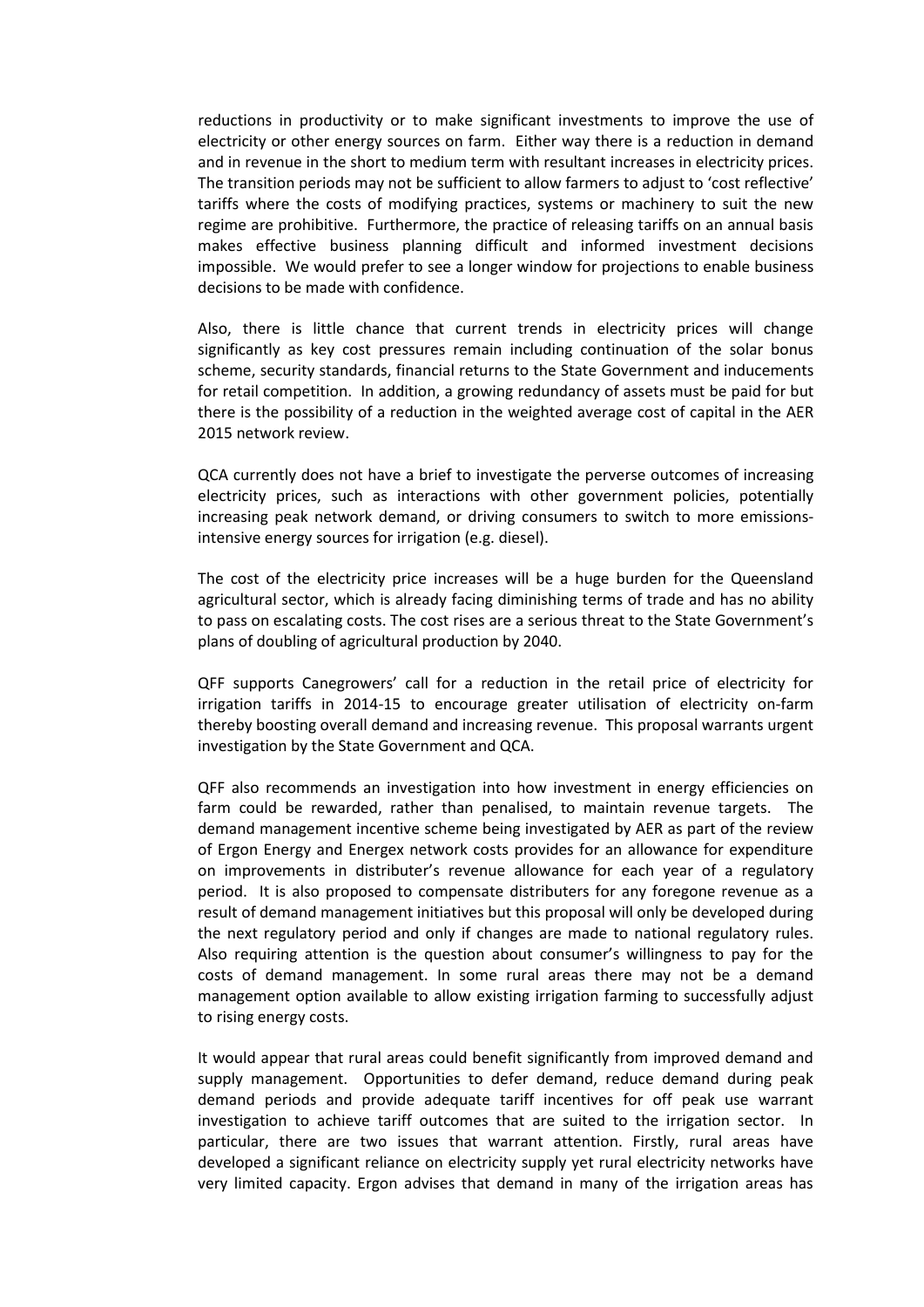reductions in productivity or to make significant investments to improve the use of electricity or other energy sources on farm. Either way there is a reduction in demand and in revenue in the short to medium term with resultant increases in electricity prices. The transition periods may not be sufficient to allow farmers to adjust to 'cost reflective' tariffs where the costs of modifying practices, systems or machinery to suit the new regime are prohibitive. Furthermore, the practice of releasing tariffs on an annual basis makes effective business planning difficult and informed investment decisions impossible. We would prefer to see a longer window for projections to enable business decisions to be made with confidence.

Also, there is little chance that current trends in electricity prices will change significantly as key cost pressures remain including continuation of the solar bonus scheme, security standards, financial returns to the State Government and inducements for retail competition. In addition, a growing redundancy of assets must be paid for but there is the possibility of a reduction in the weighted average cost of capital in the AER 2015 network review.

QCA currently does not have a brief to investigate the perverse outcomes of increasing electricity prices, such as interactions with other government policies, potentially increasing peak network demand, or driving consumers to switch to more emissions-intensive energy sources for irrigation (e.g. diesel).

The cost of the electricity price increases will be a huge burden for the Queensland agricultural sector, which is already facing diminishing terms of trade and has no ability to pass on escalating costs. The cost rises are a serious threat to the State Government's plans of doubling of agricultural production by 2040.

QFF supports Canegrowers' call for a reduction in the retail price of electricity for irrigation tariffs in 2014-15 to encourage greater utilisation of electricity on-farm thereby boosting overall demand and increasing revenue. This proposal warrants urgent investigation by the State Government and QCA.

QFF also recommends an investigation into how investment in energy efficiencies on farm could be rewarded, rather than penalised, to maintain revenue targets. The demand management incentive scheme being investigated by AER as part of the review of Ergon Energy and Energex network costs provides for an allowance for expenditure on improvements in distributer's revenue allowance for each year of a regulatory period. It is also proposed to compensate distributers for any foregone revenue as a result of demand management initiatives but this proposal will only be developed during the next regulatory period and only if changes are made to national regulatory rules. Also requiring attention is the question about consumer's willingness to pay for the costs of demand management. In some rural areas there may not be a demand management option available to allow existing irrigation farming to successfully adjust to rising energy costs.

It would appear that rural areas could benefit significantly from improved demand and supply management. Opportunities to defer demand, reduce demand during peak demand periods and provide adequate tariff incentives for off peak use warrant investigation to achieve tariff outcomes that are suited to the irrigation sector. In particular, there are two issues that warrant attention. Firstly, rural areas have developed a significant reliance on electricity supply yet rural electricity networks have very limited capacity. Ergon advises that demand in many of the irrigation areas has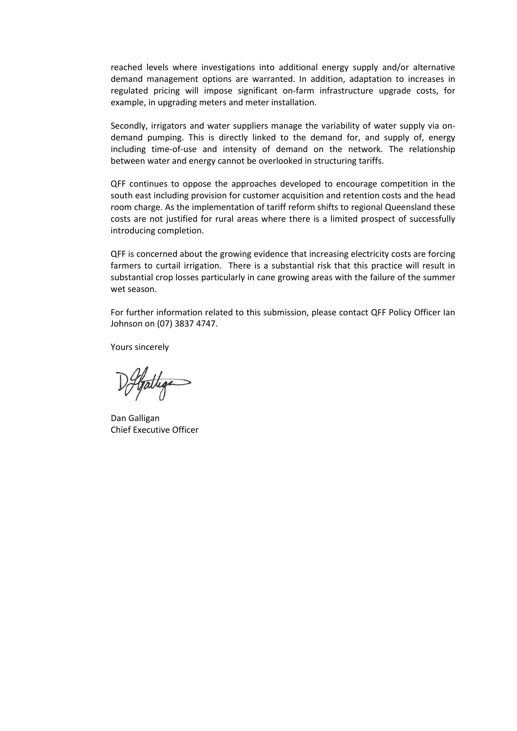reached levels where investigations into additional energy supply and/or alternative demand management options are warranted. In addition, adaptation to increases in regulated pricing will impose significant on-farm infrastructure upgrade costs, for example, in upgrading meters and meter installation.

Secondly, irrigators and water suppliers manage the variability of water supply via on-demand pumping. This is directly linked to the demand for, and supply of, energy including time-of-use and intensity of demand on the network. The relationship between water and energy cannot be overlooked in structuring tariffs.

QFF continues to oppose the approaches developed to encourage competition in the south east including provision for customer acquisition and retention costs and the head room charge. As the implementation of tariff reform shifts to regional Queensland these costs are not justified for rural areas where there is a limited prospect of successfully introducing completion.

QFF is concerned about the growing evidence that increasing electricity costs are forcing farmers to curtail irrigation. There is a substantial risk that this practice will result in substantial crop losses particularly in cane growing areas with the failure of the summer wet season.

For further information related to this submission, please contact QFF Policy Officer Ian Johnson on (07) 3837 4747.

Yours sincerely

Dan Galligan
Chief Executive Officer